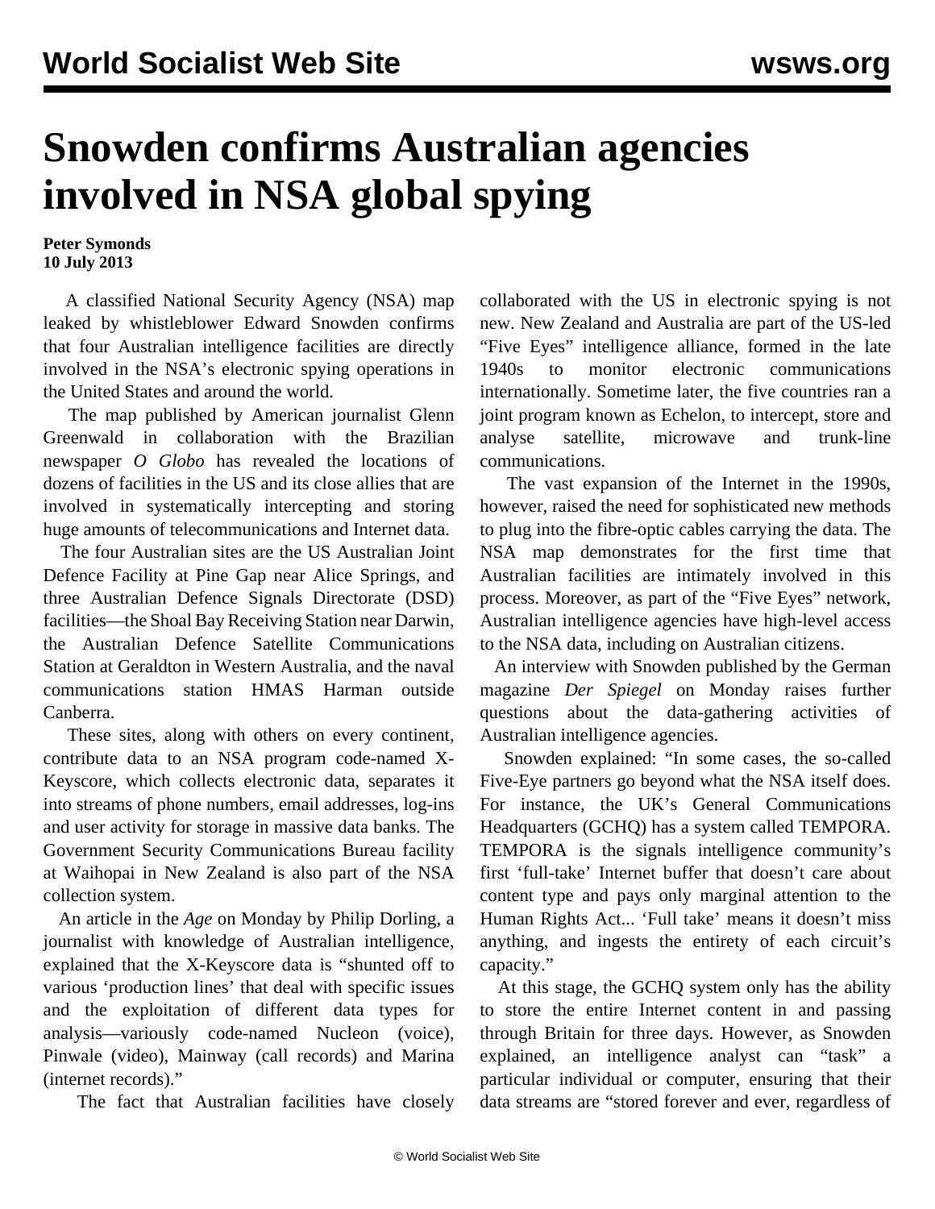# Snowden confirms Australian agencies involved in NSA global spying

**Peter Symonds**
**10 July 2013**

A classified National Security Agency (NSA) map leaked by whistleblower Edward Snowden confirms that four Australian intelligence facilities are directly involved in the NSA's electronic spying operations in the United States and around the world.

The map published by American journalist Glenn Greenwald in collaboration with the Brazilian newspaper *O Globo* has revealed the locations of dozens of facilities in the US and its close allies that are involved in systematically intercepting and storing huge amounts of telecommunications and Internet data.

The four Australian sites are the US Australian Joint Defence Facility at Pine Gap near Alice Springs, and three Australian Defence Signals Directorate (DSD) facilities—the Shoal Bay Receiving Station near Darwin, the Australian Defence Satellite Communications Station at Geraldton in Western Australia, and the naval communications station HMAS Harman outside Canberra.

These sites, along with others on every continent, contribute data to an NSA program code-named X-Keyscore, which collects electronic data, separates it into streams of phone numbers, email addresses, log-ins and user activity for storage in massive data banks. The Government Security Communications Bureau facility at Waihopai in New Zealand is also part of the NSA collection system.

An article in the *Age* on Monday by Philip Dorling, a journalist with knowledge of Australian intelligence, explained that the X-Keyscore data is "shunted off to various 'production lines' that deal with specific issues and the exploitation of different data types for analysis—variously code-named Nucleon (voice), Pinwale (video), Mainway (call records) and Marina (internet records)."

The fact that Australian facilities have closely collaborated with the US in electronic spying is not new. New Zealand and Australia are part of the US-led "Five Eyes" intelligence alliance, formed in the late 1940s to monitor electronic communications internationally. Sometime later, the five countries ran a joint program known as Echelon, to intercept, store and analyse satellite, microwave and trunk-line communications.

The vast expansion of the Internet in the 1990s, however, raised the need for sophisticated new methods to plug into the fibre-optic cables carrying the data. The NSA map demonstrates for the first time that Australian facilities are intimately involved in this process. Moreover, as part of the "Five Eyes" network, Australian intelligence agencies have high-level access to the NSA data, including on Australian citizens.

An interview with Snowden published by the German magazine *Der Spiegel* on Monday raises further questions about the data-gathering activities of Australian intelligence agencies.

Snowden explained: "In some cases, the so-called Five-Eye partners go beyond what the NSA itself does. For instance, the UK's General Communications Headquarters (GCHQ) has a system called TEMPORA. TEMPORA is the signals intelligence community's first 'full-take' Internet buffer that doesn't care about content type and pays only marginal attention to the Human Rights Act... 'Full take' means it doesn't miss anything, and ingests the entirety of each circuit's capacity."

At this stage, the GCHQ system only has the ability to store the entire Internet content in and passing through Britain for three days. However, as Snowden explained, an intelligence analyst can "task" a particular individual or computer, ensuring that their data streams are "stored forever and ever, regardless of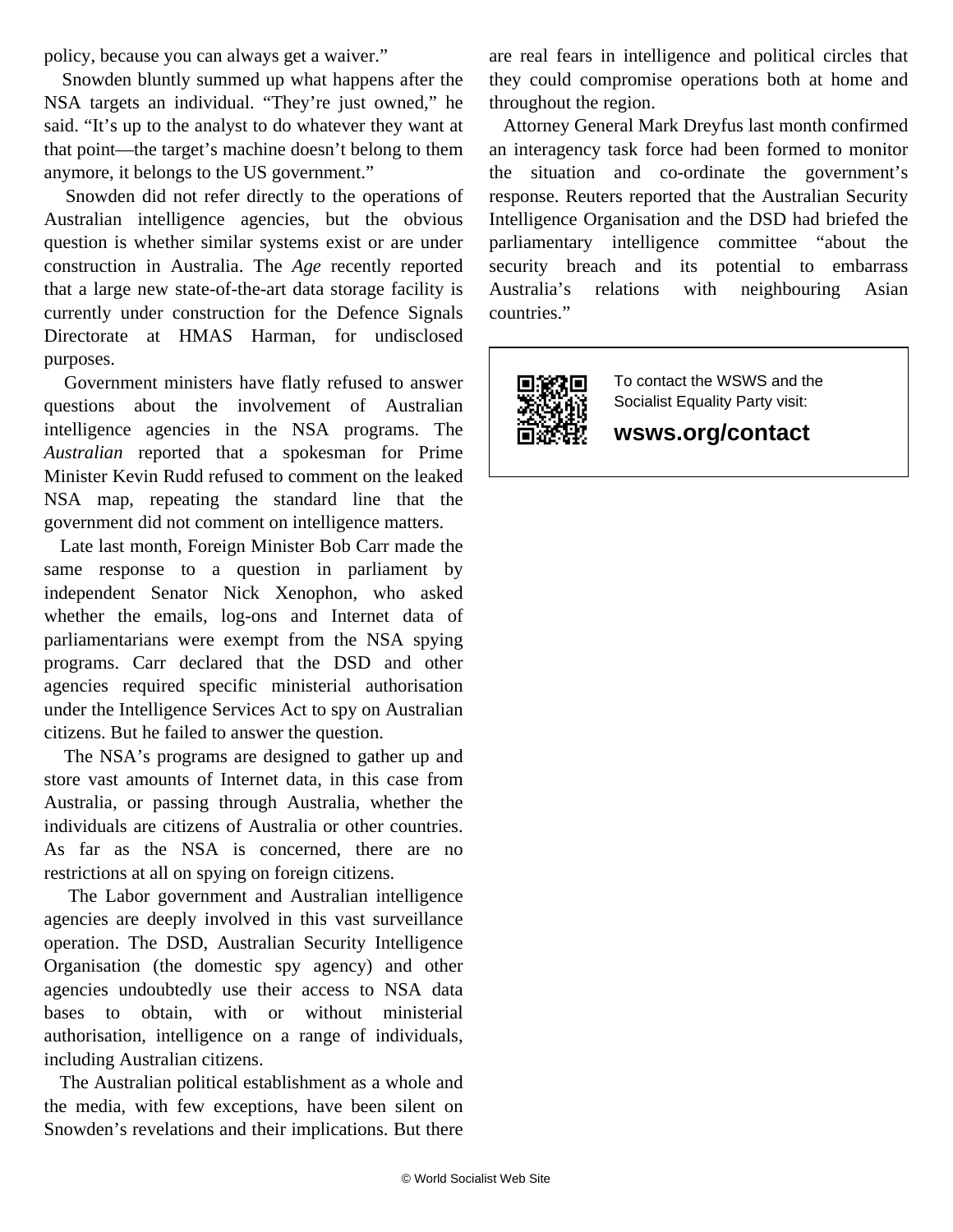policy, because you can always get a waiver."

Snowden bluntly summed up what happens after the NSA targets an individual. "They're just owned," he said. "It's up to the analyst to do whatever they want at that point—the target's machine doesn't belong to them anymore, it belongs to the US government."

Snowden did not refer directly to the operations of Australian intelligence agencies, but the obvious question is whether similar systems exist or are under construction in Australia. The *Age* recently reported that a large new state-of-the-art data storage facility is currently under construction for the Defence Signals Directorate at HMAS Harman, for undisclosed purposes.

Government ministers have flatly refused to answer questions about the involvement of Australian intelligence agencies in the NSA programs. The *Australian* reported that a spokesman for Prime Minister Kevin Rudd refused to comment on the leaked NSA map, repeating the standard line that the government did not comment on intelligence matters.

Late last month, Foreign Minister Bob Carr made the same response to a question in parliament by independent Senator Nick Xenophon, who asked whether the emails, log-ons and Internet data of parliamentarians were exempt from the NSA spying programs. Carr declared that the DSD and other agencies required specific ministerial authorisation under the Intelligence Services Act to spy on Australian citizens. But he failed to answer the question.

The NSA's programs are designed to gather up and store vast amounts of Internet data, in this case from Australia, or passing through Australia, whether the individuals are citizens of Australia or other countries. As far as the NSA is concerned, there are no restrictions at all on spying on foreign citizens.

The Labor government and Australian intelligence agencies are deeply involved in this vast surveillance operation. The DSD, Australian Security Intelligence Organisation (the domestic spy agency) and other agencies undoubtedly use their access to NSA data bases to obtain, with or without ministerial authorisation, intelligence on a range of individuals, including Australian citizens.

The Australian political establishment as a whole and the media, with few exceptions, have been silent on Snowden's revelations and their implications. But there are real fears in intelligence and political circles that they could compromise operations both at home and throughout the region.

Attorney General Mark Dreyfus last month confirmed an interagency task force had been formed to monitor the situation and co-ordinate the government's response. Reuters reported that the Australian Security Intelligence Organisation and the DSD had briefed the parliamentary intelligence committee "about the security breach and its potential to embarrass Australia's relations with neighbouring Asian countries."

To contact the WSWS and the Socialist Equality Party visit:

**wsws.org/contact**